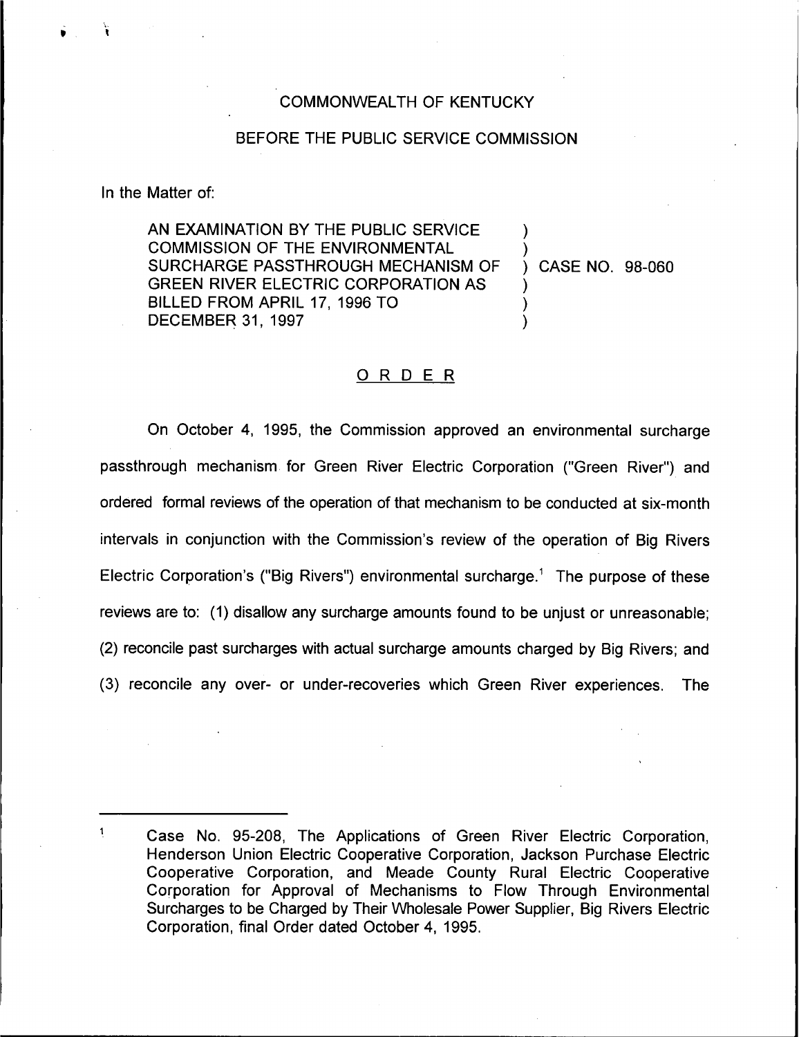COMMONWEALTH OF KENTUCKY

BEFORE THE PUBLIC SERVICE COMMISSION

In the Matter of:

| | | |
|---|---|---|
| AN EXAMINATION BY THE PUBLIC SERVICE COMMISSION OF THE ENVIRONMENTAL SURCHARGE PASSTHROUGH MECHANISM OF GREEN RIVER ELECTRIC CORPORATION AS BILLED FROM APRIL 17, 1996 TO DECEMBER 31, 1997 | ) | CASE NO. 98-060 |

## ORDER

On October 4, 1995, the Commission approved an environmental surcharge passthrough mechanism for Green River Electric Corporation ("Green River") and ordered formal reviews of the operation of that mechanism to be conducted at six-month intervals in conjunction with the Commission's review of the operation of Big Rivers Electric Corporation's ("Big Rivers") environmental surcharge.[1] The purpose of these reviews are to: (1) disallow any surcharge amounts found to be unjust or unreasonable; (2) reconcile past surcharges with actual surcharge amounts charged by Big Rivers; and (3) reconcile any over- or under-recoveries which Green River experiences. The

---

[1] Case No. 95-208, The Applications of Green River Electric Corporation, Henderson Union Electric Cooperative Corporation, Jackson Purchase Electric Cooperative Corporation, and Meade County Rural Electric Cooperative Corporation for Approval of Mechanisms to Flow Through Environmental Surcharges to be Charged by Their Wholesale Power Supplier, Big Rivers Electric Corporation, final Order dated October 4, 1995.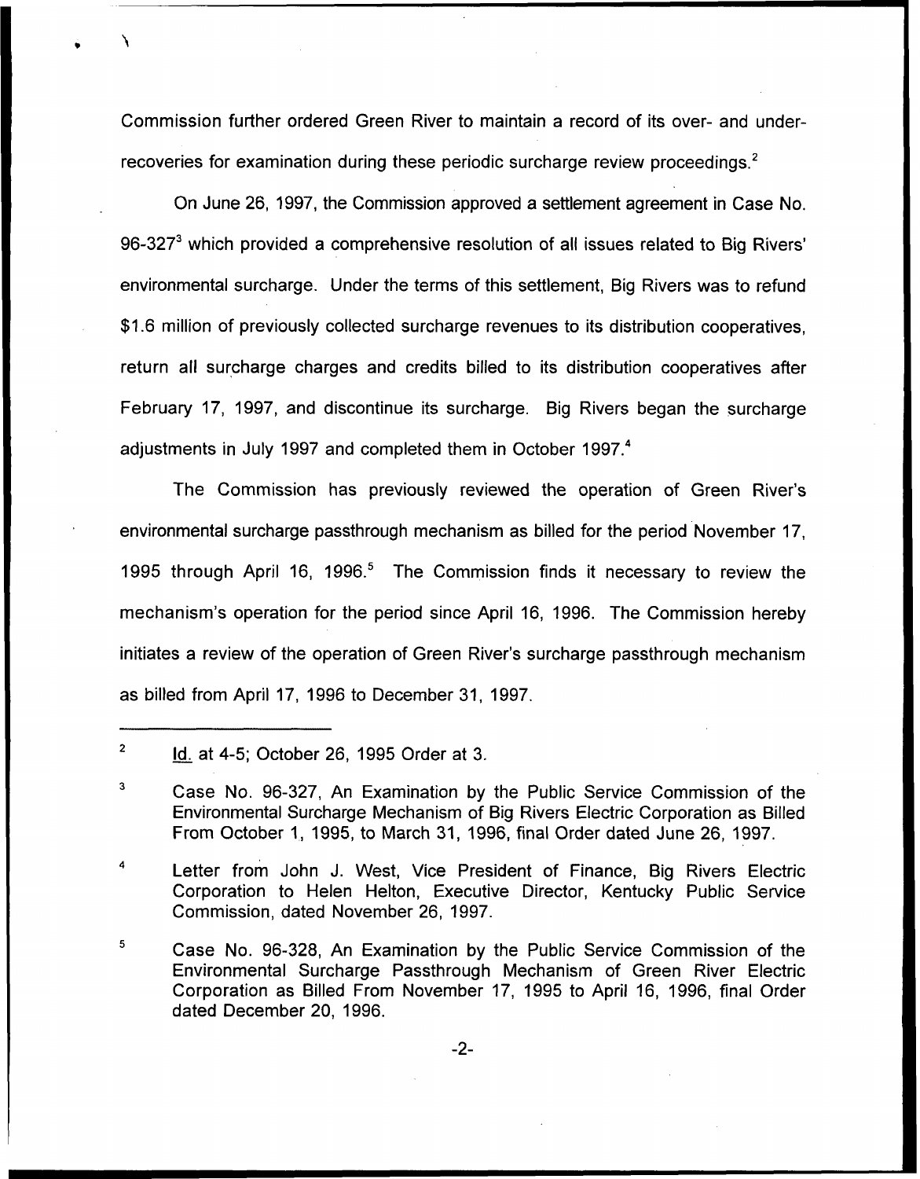Commission further ordered Green River to maintain a record of its over- and under-recoveries for examination during these periodic surcharge review proceedings.[2]

On June 26, 1997, the Commission approved a settlement agreement in Case No. 96-327[3] which provided a comprehensive resolution of all issues related to Big Rivers' environmental surcharge. Under the terms of this settlement, Big Rivers was to refund $1.6 million of previously collected surcharge revenues to its distribution cooperatives, return all surcharge charges and credits billed to its distribution cooperatives after February 17, 1997, and discontinue its surcharge. Big Rivers began the surcharge adjustments in July 1997 and completed them in October 1997.[4]

The Commission has previously reviewed the operation of Green River's environmental surcharge passthrough mechanism as billed for the period November 17, 1995 through April 16, 1996.[5] The Commission finds it necessary to review the mechanism's operation for the period since April 16, 1996. The Commission hereby initiates a review of the operation of Green River's surcharge passthrough mechanism as billed from April 17, 1996 to December 31, 1997.

---

[2] Id. at 4-5; October 26, 1995 Order at 3.

[3] Case No. 96-327, An Examination by the Public Service Commission of the Environmental Surcharge Mechanism of Big Rivers Electric Corporation as Billed From October 1, 1995, to March 31, 1996, final Order dated June 26, 1997.

[4] Letter from John J. West, Vice President of Finance, Big Rivers Electric Corporation to Helen Helton, Executive Director, Kentucky Public Service Commission, dated November 26, 1997.

[5] Case No. 96-328, An Examination by the Public Service Commission of the Environmental Surcharge Passthrough Mechanism of Green River Electric Corporation as Billed From November 17, 1995 to April 16, 1996, final Order dated December 20, 1996.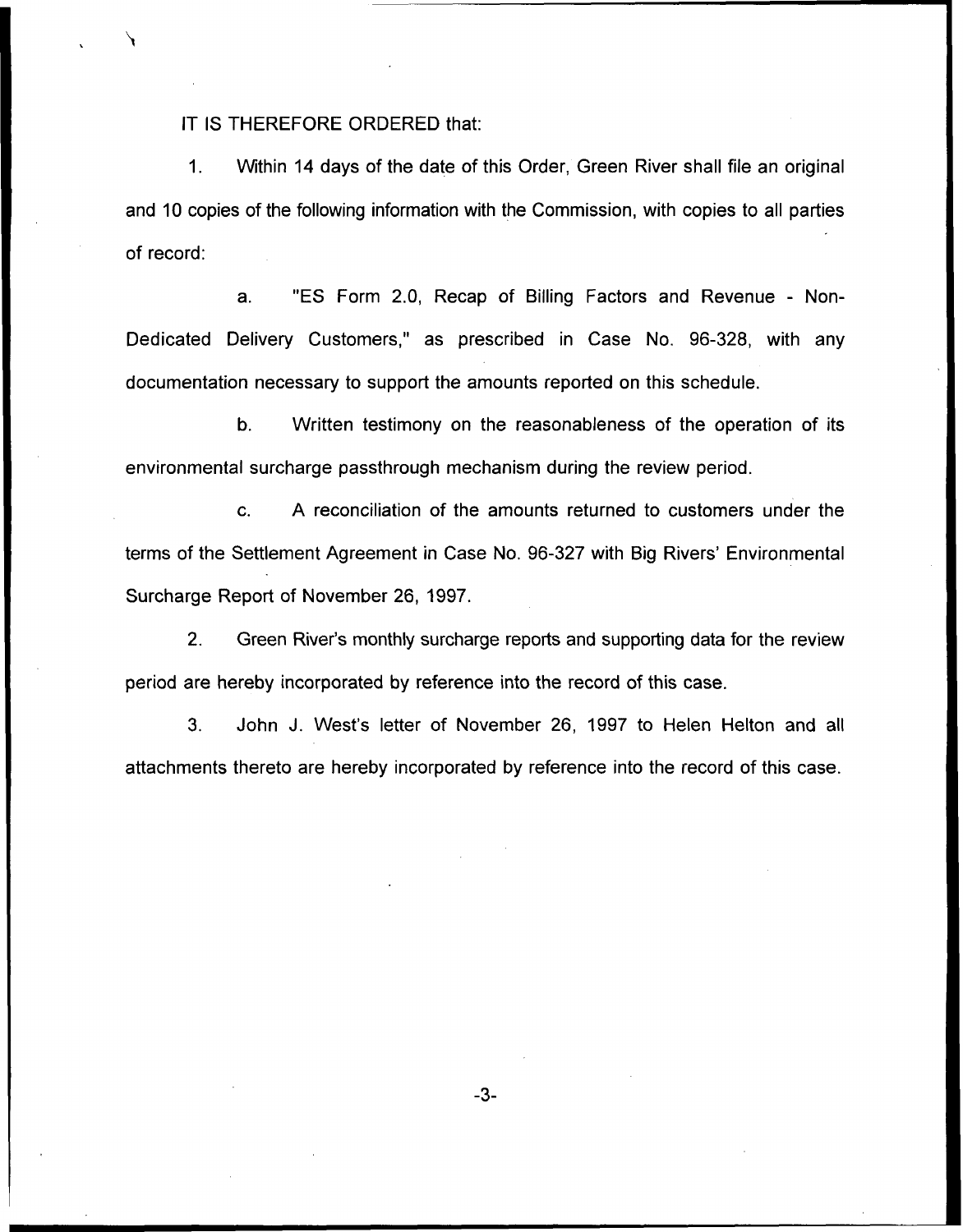IT IS THEREFORE ORDERED that:

1. Within 14 days of the date of this Order, Green River shall file an original and 10 copies of the following information with the Commission, with copies to all parties of record:

   a. "ES Form 2.0, Recap of Billing Factors and Revenue - Non-Dedicated Delivery Customers," as prescribed in Case No. 96-328, with any documentation necessary to support the amounts reported on this schedule.

   b. Written testimony on the reasonableness of the operation of its environmental surcharge passthrough mechanism during the review period.

   c. A reconciliation of the amounts returned to customers under the terms of the Settlement Agreement in Case No. 96-327 with Big Rivers' Environmental Surcharge Report of November 26, 1997.

2. Green River's monthly surcharge reports and supporting data for the review period are hereby incorporated by reference into the record of this case.

3. John J. West's letter of November 26, 1997 to Helen Helton and all attachments thereto are hereby incorporated by reference into the record of this case.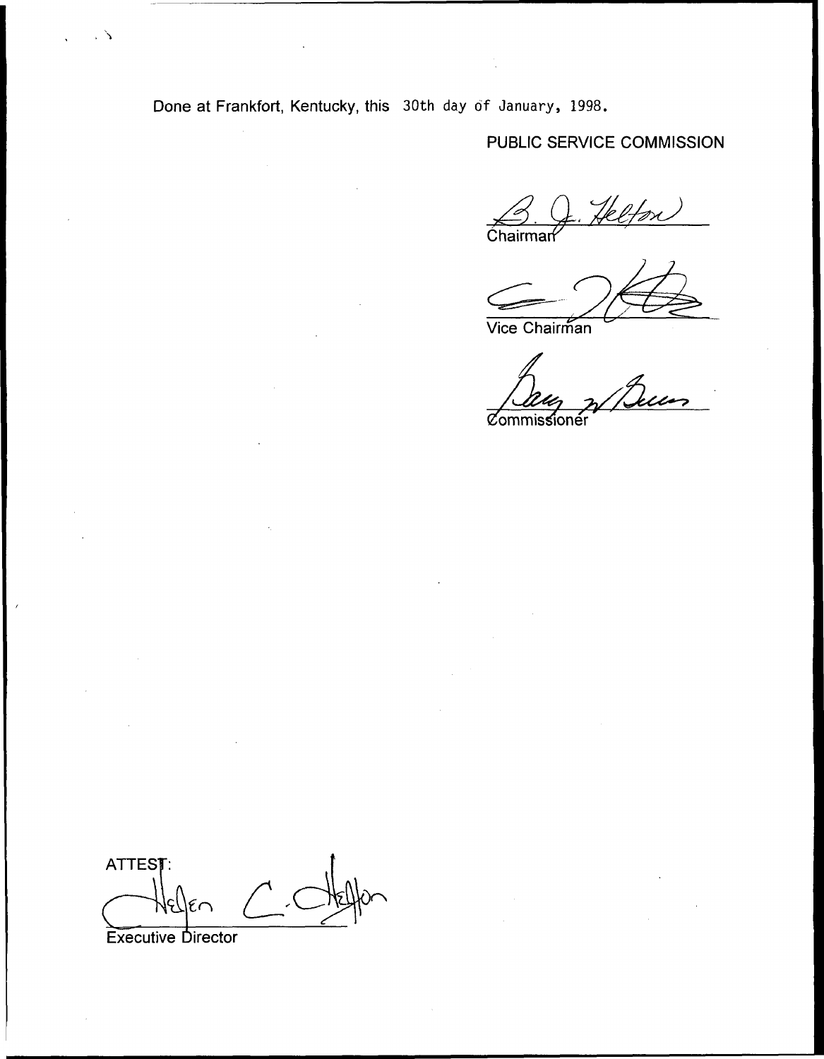Done at Frankfort, Kentucky, this 30th day of January, 1998.

PUBLIC SERVICE COMMISSION

Chairman

Vice Chairman

Commissioner

ATTEST:

Executive Director